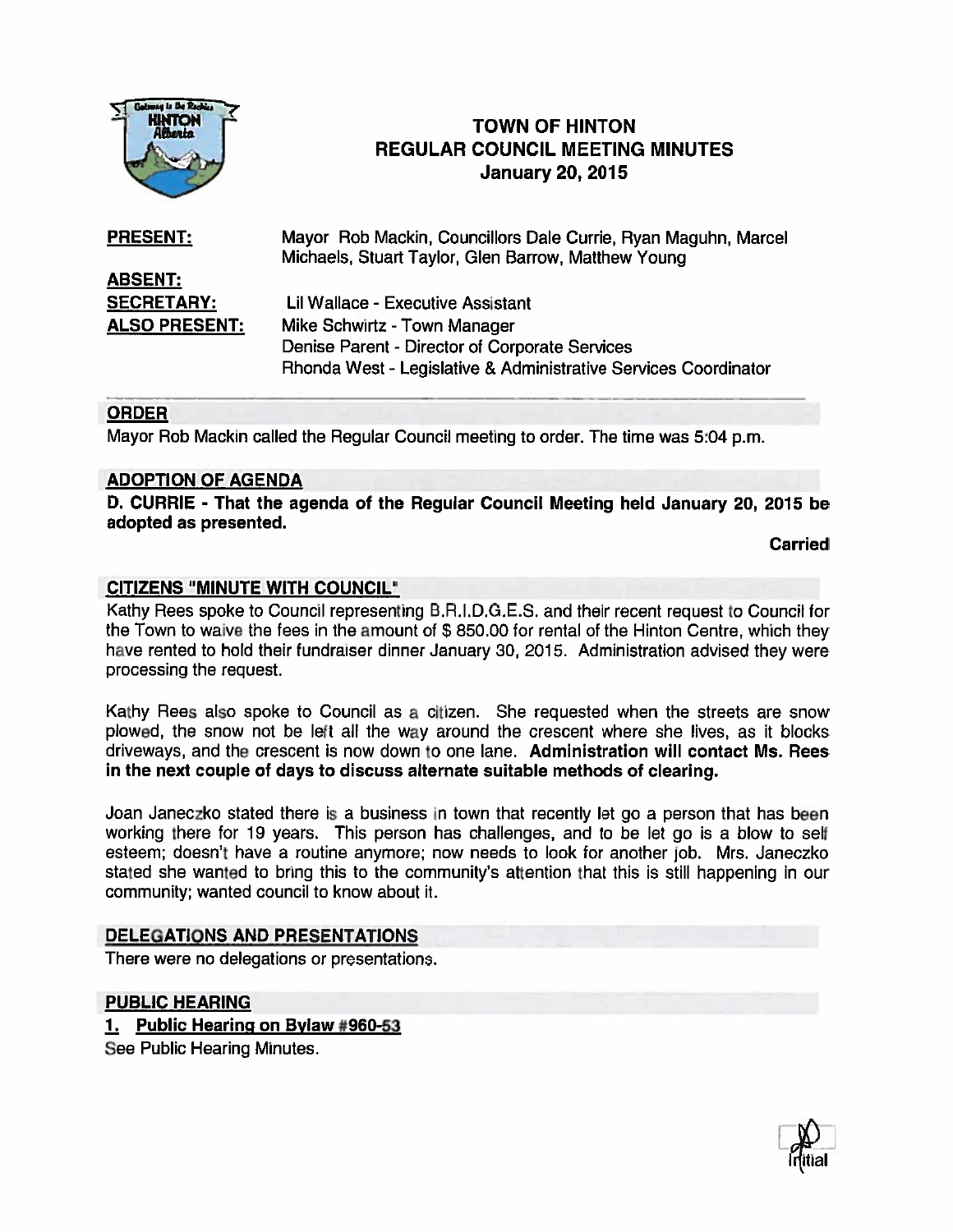# TOWN OF HINTON
## REGULAR COUNCIL MEETING MINUTES
### January 20, 2015

**PRESENT:** Mayor Rob Mackin, Councillors Dale Currie, Ryan Maguhn, Marcel Michaels, Stuart Taylor, Glen Barrow, Matthew Young

**ABSENT:**

**SECRETARY:** Lil Wallace - Executive Assistant

**ALSO PRESENT:** Mike Schwirtz - Town Manager
Denise Parent - Director of Corporate Services
Rhonda West - Legislative & Administrative Services Coordinator

## ORDER

Mayor Rob Mackin called the Regular Council meeting to order. The time was 5:04 p.m.

## ADOPTION OF AGENDA

**D. CURRIE - That the agenda of the Regular Council Meeting held January 20, 2015 be adopted as presented.**

**Carried**

## CITIZENS "MINUTE WITH COUNCIL"

Kathy Rees spoke to Council representing B.R.I.D.G.E.S. and their recent request to Council for the Town to waive the fees in the amount of $ 850.00 for rental of the Hinton Centre, which they have rented to hold their fundraiser dinner January 30, 2015. Administration advised they were processing the request.

Kathy Rees also spoke to Council as a citizen. She requested when the streets are snow plowed, the snow not be left all the way around the crescent where she lives, as it blocks driveways, and the crescent is now down to one lane. **Administration will contact Ms. Rees in the next couple of days to discuss alternate suitable methods of clearing.**

Joan Janeczko stated there is a business in town that recently let go a person that has been working there for 19 years. This person has challenges, and to be let go is a blow to self esteem; doesn't have a routine anymore; now needs to look for another job. Mrs. Janeczko stated she wanted to bring this to the community's attention that this is still happening in our community; wanted council to know about it.

## DELEGATIONS AND PRESENTATIONS

There were no delegations or presentations.

## PUBLIC HEARING

### 1. Public Hearing on Bylaw #960-53

See Public Hearing Minutes.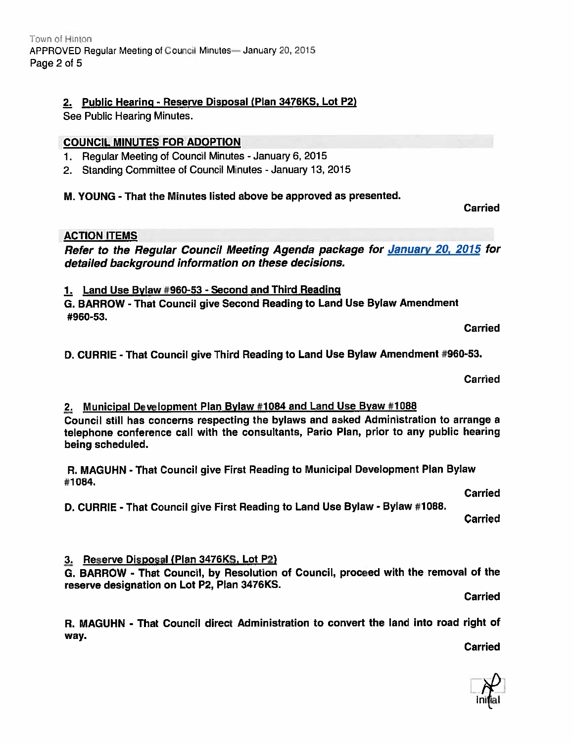**2. Public Hearing - Reserve Disposal (Plan 3476KS, Lot P2)**

See Public Hearing Minutes.

## COUNCIL MINUTES FOR ADOPTION

1. Regular Meeting of Council Minutes - January 6, 2015
2. Standing Committee of Council Minutes - January 13, 2015

**M. YOUNG - That the Minutes listed above be approved as presented.**

**Carried**

## ACTION ITEMS

***Refer to the Regular Council Meeting Agenda package for January 20, 2015 for detailed background information on these decisions.***

**1. Land Use Bylaw #960-53 - Second and Third Reading**

**G. BARROW - That Council give Second Reading to Land Use Bylaw Amendment #960-53.**

**Carried**

**D. CURRIE - That Council give Third Reading to Land Use Bylaw Amendment #960-53.**

**Carried**

**2. Municipal Development Plan Bylaw #1084 and Land Use Byaw #1088**

**Council still has concerns respecting the bylaws and asked Administration to arrange a telephone conference call with the consultants, Pario Plan, prior to any public hearing being scheduled.**

**R. MAGUHN - That Council give First Reading to Municipal Development Plan Bylaw #1084.**

**Carried**

**D. CURRIE - That Council give First Reading to Land Use Bylaw - Bylaw #1088.**

**Carried**

**3. Reserve Disposal (Plan 3476KS, Lot P2)**

**G. BARROW - That Council, by Resolution of Council, proceed with the removal of the reserve designation on Lot P2, Plan 3476KS.**

**Carried**

**R. MAGUHN - That Council direct Administration to convert the land into road right of way.**

**Carried**

Initial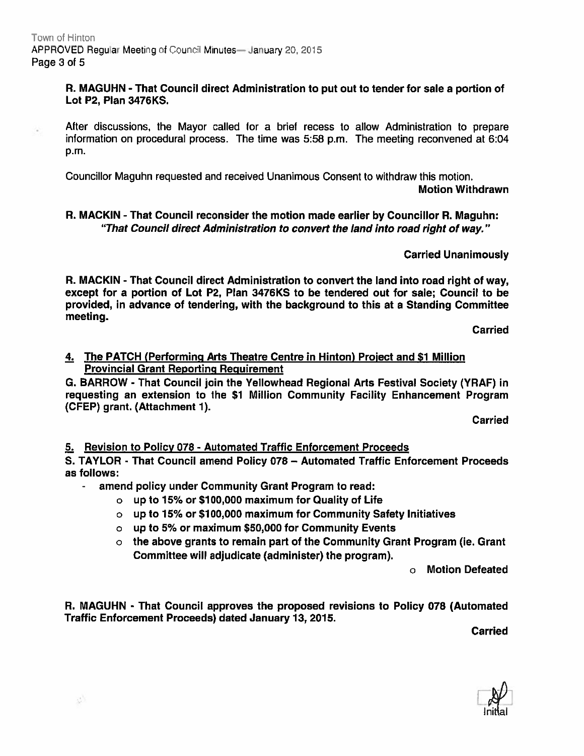**R. MAGUHN - That Council direct Administration to put out to tender for sale a portion of Lot P2, Plan 3476KS.**

After discussions, the Mayor called for a brief recess to allow Administration to prepare information on procedural process. The time was 5:58 p.m. The meeting reconvened at 6:04 p.m.

Councillor Maguhn requested and received Unanimous Consent to withdraw this motion.

**Motion Withdrawn**

**R. MACKIN - That Council reconsider the motion made earlier by Councillor R. Maguhn:**
***"That Council direct Administration to convert the land into road right of way."***

**Carried Unanimously**

**R. MACKIN - That Council direct Administration to convert the land into road right of way, except for a portion of Lot P2, Plan 3476KS to be tendered out for sale; Council to be provided, in advance of tendering, with the background to this at a Standing Committee meeting.**

**Carried**

**4. The PATCH (Performing Arts Theatre Centre in Hinton) Project and $1 Million Provincial Grant Reporting Requirement**

**G. BARROW - That Council join the Yellowhead Regional Arts Festival Society (YRAF) in requesting an extension to the $1 Million Community Facility Enhancement Program (CFEP) grant. (Attachment 1).**

**Carried**

**5. Revision to Policy 078 - Automated Traffic Enforcement Proceeds**

**S. TAYLOR - That Council amend Policy 078 – Automated Traffic Enforcement Proceeds as follows:**

- **amend policy under Community Grant Program to read:**
  - **up to 15% or $100,000 maximum for Quality of Life**
  - **up to 15% or $100,000 maximum for Community Safety Initiatives**
  - **up to 5% or maximum $50,000 for Community Events**
  - **the above grants to remain part of the Community Grant Program (ie. Grant Committee will adjudicate (administer) the program).**
  - **Motion Defeated**

**R. MAGUHN - That Council approves the proposed revisions to Policy 078 (Automated Traffic Enforcement Proceeds) dated January 13, 2015.**

**Carried**

Initial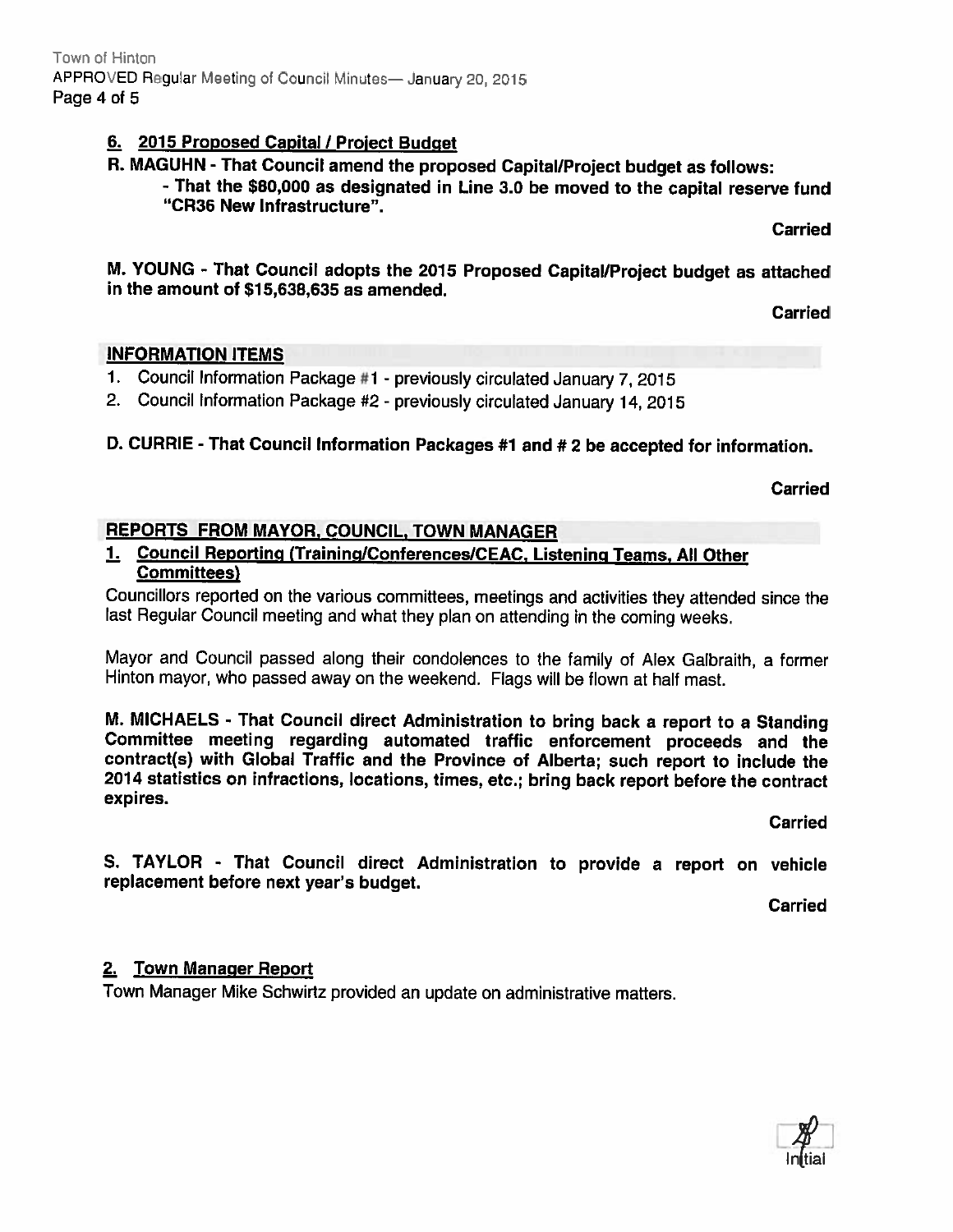### 6. 2015 Proposed Capital / Project Budget

**R. MAGUHN - That Council amend the proposed Capital/Project budget as follows:**

**- That the $80,000 as designated in Line 3.0 be moved to the capital reserve fund "CR36 New Infrastructure".**

**Carried**

**M. YOUNG - That Council adopts the 2015 Proposed Capital/Project budget as attached in the amount of $15,638,635 as amended.**

**Carried**

## INFORMATION ITEMS

1. Council Information Package #1 - previously circulated January 7, 2015
2. Council Information Package #2 - previously circulated January 14, 2015

**D. CURRIE - That Council Information Packages #1 and # 2 be accepted for information.**

**Carried**

## REPORTS FROM MAYOR, COUNCIL, TOWN MANAGER

### 1. Council Reporting (Training/Conferences/CEAC, Listening Teams, All Other Committees)

Councillors reported on the various committees, meetings and activities they attended since the last Regular Council meeting and what they plan on attending in the coming weeks.

Mayor and Council passed along their condolences to the family of Alex Galbraith, a former Hinton mayor, who passed away on the weekend. Flags will be flown at half mast.

**M. MICHAELS - That Council direct Administration to bring back a report to a Standing Committee meeting regarding automated traffic enforcement proceeds and the contract(s) with Global Traffic and the Province of Alberta; such report to include the 2014 statistics on infractions, locations, times, etc.; bring back report before the contract expires.**

**Carried**

**S. TAYLOR - That Council direct Administration to provide a report on vehicle replacement before next year's budget.**

**Carried**

### 2. Town Manager Report

Town Manager Mike Schwirtz provided an update on administrative matters.

Initial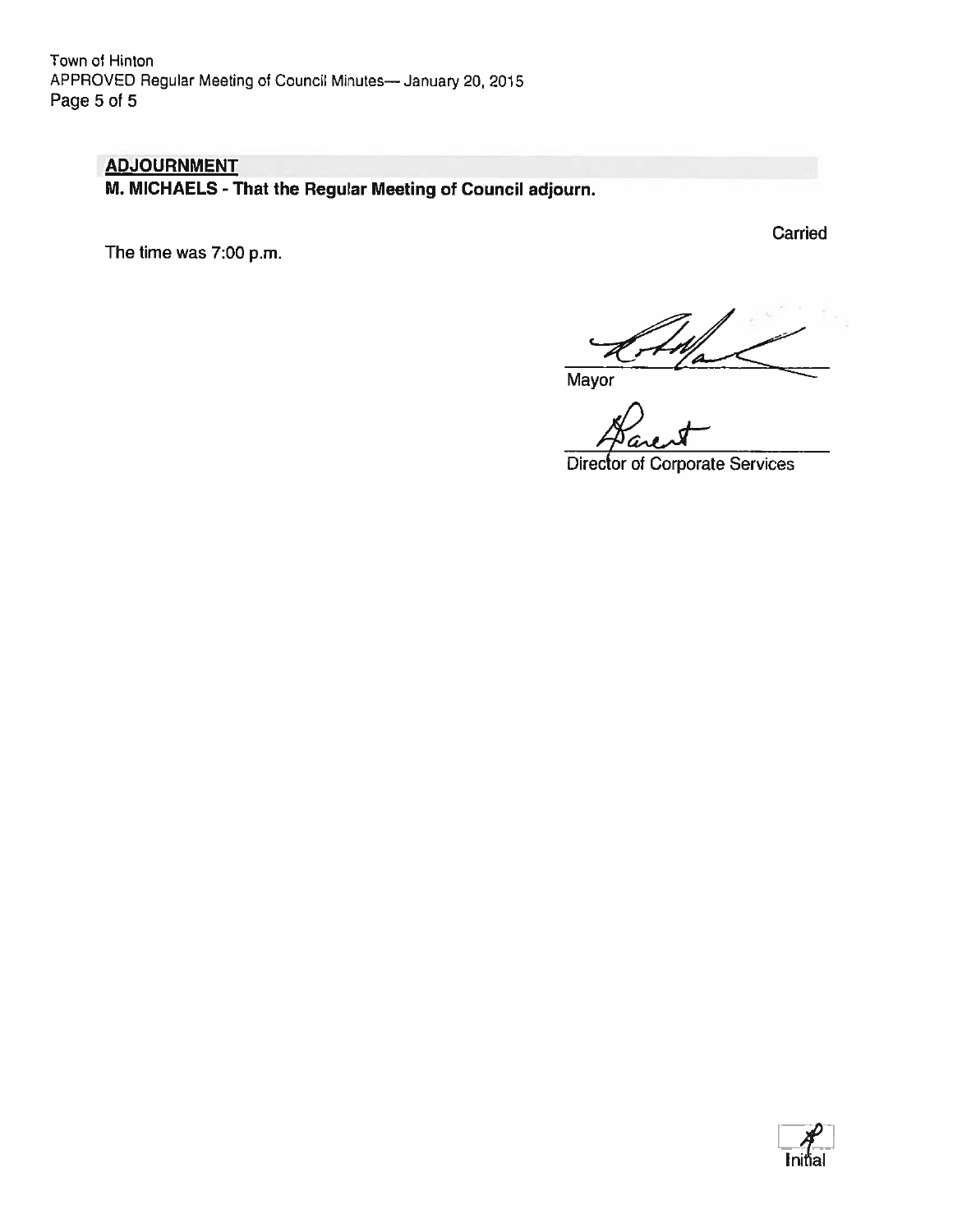## ADJOURNMENT

**M. MICHAELS - That the Regular Meeting of Council adjourn.**

Carried

The time was 7:00 p.m.

Mayor

Director of Corporate Services

Initial